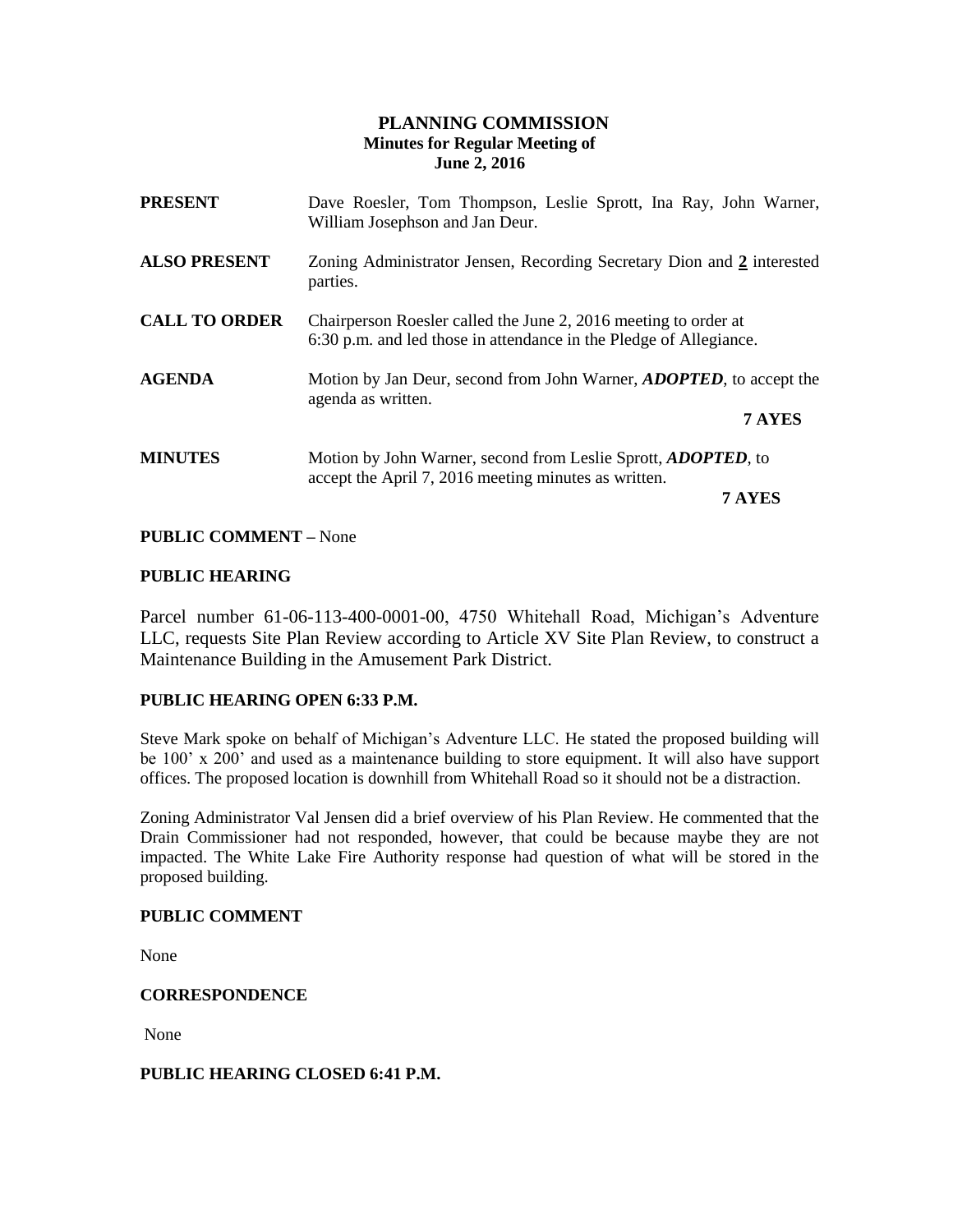# PLANNING COMMISSION
## Minutes for Regular Meeting of
## June 2, 2016

**PRESENT** Dave Roesler, Tom Thompson, Leslie Sprott, Ina Ray, John Warner, William Josephson and Jan Deur.

**ALSO PRESENT** Zoning Administrator Jensen, Recording Secretary Dion and **2** interested parties.

**CALL TO ORDER** Chairperson Roesler called the June 2, 2016 meeting to order at 6:30 p.m. and led those in attendance in the Pledge of Allegiance.

**AGENDA** Motion by Jan Deur, second from John Warner, ***ADOPTED***, to accept the agenda as written.

**7 AYES**

**MINUTES** Motion by John Warner, second from Leslie Sprott, ***ADOPTED***, to accept the April 7, 2016 meeting minutes as written.

**7 AYES**

**PUBLIC COMMENT –** None

**PUBLIC HEARING**

Parcel number 61-06-113-400-0001-00, 4750 Whitehall Road, Michigan's Adventure LLC, requests Site Plan Review according to Article XV Site Plan Review, to construct a Maintenance Building in the Amusement Park District.

**PUBLIC HEARING OPEN 6:33 P.M.**

Steve Mark spoke on behalf of Michigan's Adventure LLC. He stated the proposed building will be 100' x 200' and used as a maintenance building to store equipment. It will also have support offices. The proposed location is downhill from Whitehall Road so it should not be a distraction.

Zoning Administrator Val Jensen did a brief overview of his Plan Review. He commented that the Drain Commissioner had not responded, however, that could be because maybe they are not impacted. The White Lake Fire Authority response had question of what will be stored in the proposed building.

**PUBLIC COMMENT**

None

**CORRESPONDENCE**

None

**PUBLIC HEARING CLOSED 6:41 P.M.**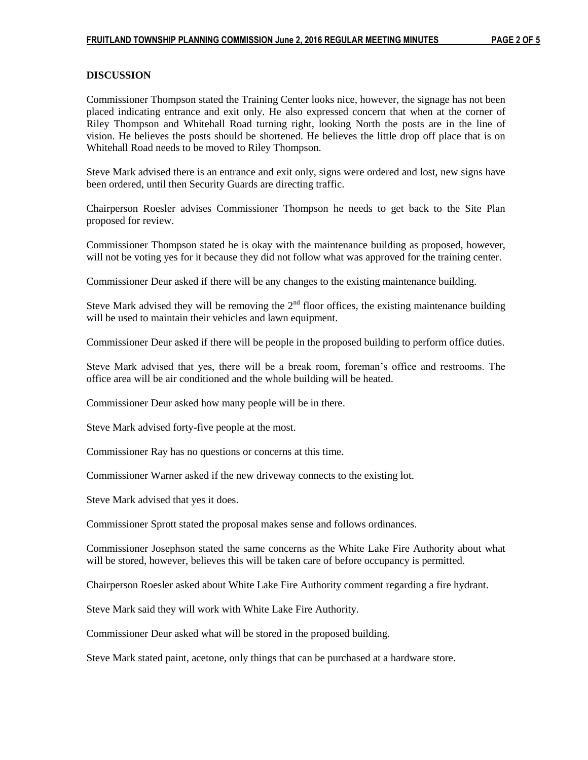## DISCUSSION

Commissioner Thompson stated the Training Center looks nice, however, the signage has not been placed indicating entrance and exit only. He also expressed concern that when at the corner of Riley Thompson and Whitehall Road turning right, looking North the posts are in the line of vision. He believes the posts should be shortened. He believes the little drop off place that is on Whitehall Road needs to be moved to Riley Thompson.

Steve Mark advised there is an entrance and exit only, signs were ordered and lost, new signs have been ordered, until then Security Guards are directing traffic.

Chairperson Roesler advises Commissioner Thompson he needs to get back to the Site Plan proposed for review.

Commissioner Thompson stated he is okay with the maintenance building as proposed, however, will not be voting yes for it because they did not follow what was approved for the training center.

Commissioner Deur asked if there will be any changes to the existing maintenance building.

Steve Mark advised they will be removing the 2nd floor offices, the existing maintenance building will be used to maintain their vehicles and lawn equipment.

Commissioner Deur asked if there will be people in the proposed building to perform office duties.

Steve Mark advised that yes, there will be a break room, foreman's office and restrooms. The office area will be air conditioned and the whole building will be heated.

Commissioner Deur asked how many people will be in there.

Steve Mark advised forty-five people at the most.

Commissioner Ray has no questions or concerns at this time.

Commissioner Warner asked if the new driveway connects to the existing lot.

Steve Mark advised that yes it does.

Commissioner Sprott stated the proposal makes sense and follows ordinances.

Commissioner Josephson stated the same concerns as the White Lake Fire Authority about what will be stored, however, believes this will be taken care of before occupancy is permitted.

Chairperson Roesler asked about White Lake Fire Authority comment regarding a fire hydrant.

Steve Mark said they will work with White Lake Fire Authority.

Commissioner Deur asked what will be stored in the proposed building.

Steve Mark stated paint, acetone, only things that can be purchased at a hardware store.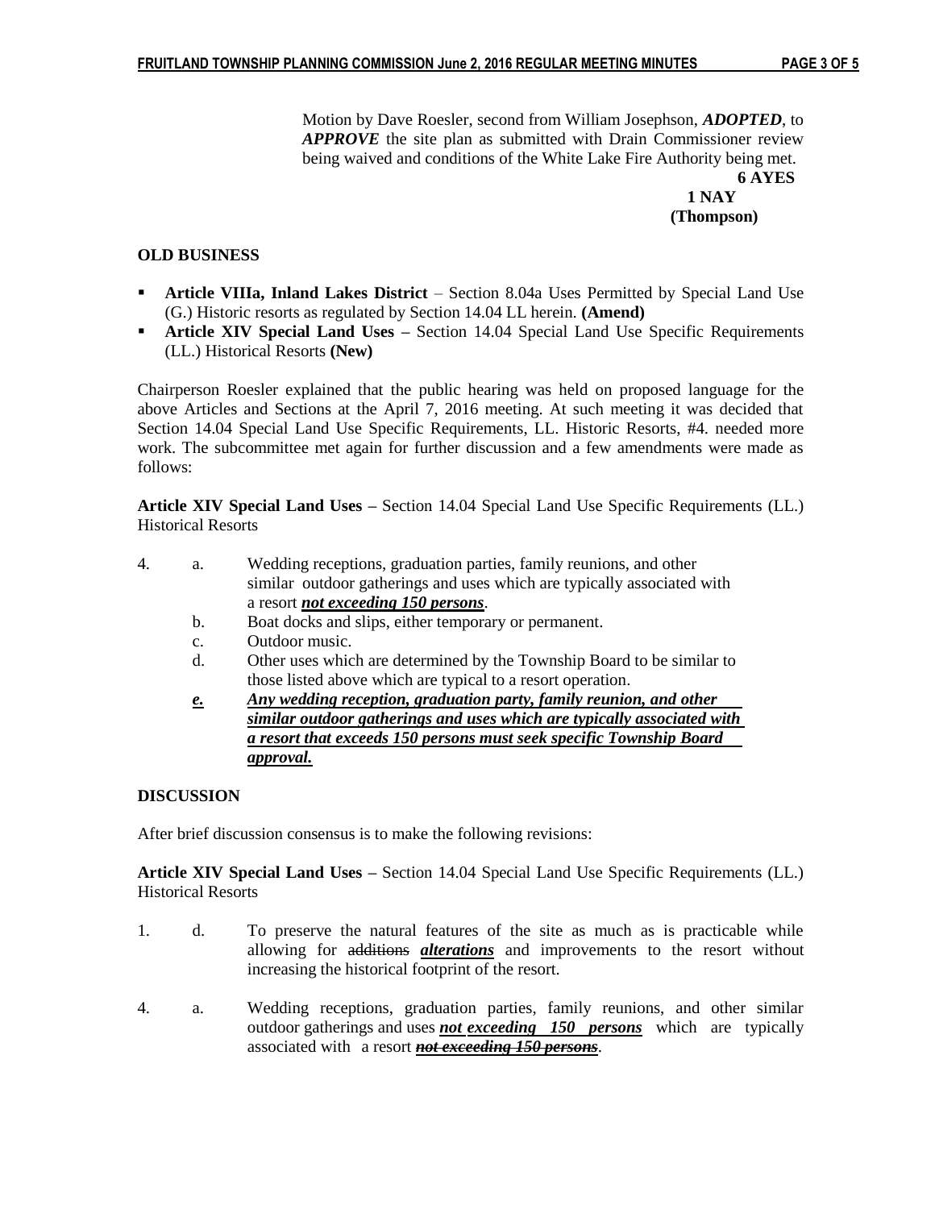Motion by Dave Roesler, second from William Josephson, ***ADOPTED***, to ***APPROVE*** the site plan as submitted with Drain Commissioner review being waived and conditions of the White Lake Fire Authority being met.

**6 AYES**
**1 NAY**
**(Thompson)**

**OLD BUSINESS**

- **Article VIIIa, Inland Lakes District** – Section 8.04a Uses Permitted by Special Land Use (G.) Historic resorts as regulated by Section 14.04 LL herein. **(Amend)**
- **Article XIV Special Land Uses –** Section 14.04 Special Land Use Specific Requirements (LL.) Historical Resorts **(New)**

Chairperson Roesler explained that the public hearing was held on proposed language for the above Articles and Sections at the April 7, 2016 meeting. At such meeting it was decided that Section 14.04 Special Land Use Specific Requirements, LL. Historic Resorts, #4. needed more work. The subcommittee met again for further discussion and a few amendments were made as follows:

**Article XIV Special Land Uses –** Section 14.04 Special Land Use Specific Requirements (LL.) Historical Resorts

4. a. Wedding receptions, graduation parties, family reunions, and other similar outdoor gatherings and uses which are typically associated with a resort <u>***not exceeding 150 persons***</u>.
   b. Boat docks and slips, either temporary or permanent.
   c. Outdoor music.
   d. Other uses which are determined by the Township Board to be similar to those listed above which are typical to a resort operation.
   <u>***e.***</u> <u>***Any wedding reception, graduation party, family reunion, and other similar outdoor gatherings and uses which are typically associated with a resort that exceeds 150 persons must seek specific Township Board approval.***</u>

**DISCUSSION**

After brief discussion consensus is to make the following revisions:

**Article XIV Special Land Uses –** Section 14.04 Special Land Use Specific Requirements (LL.) Historical Resorts

1. d. To preserve the natural features of the site as much as is practicable while allowing for ~~additions~~ <u>***alterations***</u> and improvements to the resort without increasing the historical footprint of the resort.

4. a. Wedding receptions, graduation parties, family reunions, and other similar outdoor gatherings and uses <u>***not exceeding 150 persons***</u> which are typically associated with a resort ~~***not exceeding 150 persons***~~.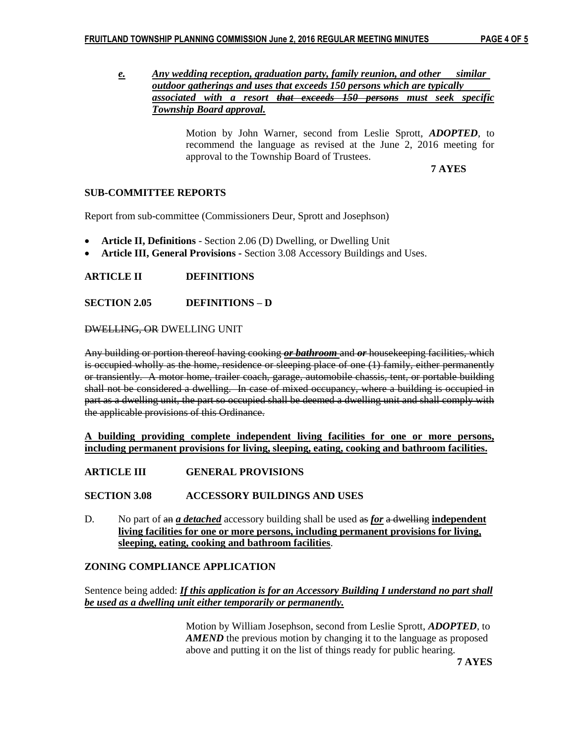***e.*** ***Any wedding reception, graduation party, family reunion, and other similar outdoor gatherings and uses that exceeds 150 persons which are typically associated with a resort ~~that exceeds 150 persons~~ must seek specific Township Board approval.***

Motion by John Warner, second from Leslie Sprott, ***ADOPTED***, to recommend the language as revised at the June 2, 2016 meeting for approval to the Township Board of Trustees.

**7 AYES**

**SUB-COMMITTEE REPORTS**

Report from sub-committee (Commissioners Deur, Sprott and Josephson)

- **Article II, Definitions** - Section 2.06 (D) Dwelling, or Dwelling Unit
- **Article III, General Provisions -** Section 3.08 Accessory Buildings and Uses.

**ARTICLE II DEFINITIONS**

**SECTION 2.05 DEFINITIONS – D**

~~DWELLING, OR~~ DWELLING UNIT

~~Any building or portion thereof having cooking~~ ***~~or bathroom~~*** ~~and~~ ***~~or~~*** ~~housekeeping facilities, which is occupied wholly as the home, residence or sleeping place of one (1) family, either permanently or transiently. A motor home, trailer coach, garage, automobile chassis, tent, or portable building shall not be considered a dwelling. In case of mixed occupancy, where a building is occupied in part as a dwelling unit, the part so occupied shall be deemed a dwelling unit and shall comply with the applicable provisions of this Ordinance.~~

**A building providing complete independent living facilities for one or more persons, including permanent provisions for living, sleeping, eating, cooking and bathroom facilities.**

**ARTICLE III GENERAL PROVISIONS**

**SECTION 3.08 ACCESSORY BUILDINGS AND USES**

D. No part of ~~an~~ ***a detached*** accessory building shall be used ~~as~~ ***for*** ~~a dwelling~~ **independent living facilities for one or more persons, including permanent provisions for living, sleeping, eating, cooking and bathroom facilities**.

**ZONING COMPLIANCE APPLICATION**

Sentence being added: ***If this application is for an Accessory Building I understand no part shall be used as a dwelling unit either temporarily or permanently.***

Motion by William Josephson, second from Leslie Sprott, ***ADOPTED***, to ***AMEND*** the previous motion by changing it to the language as proposed above and putting it on the list of things ready for public hearing.

**7 AYES**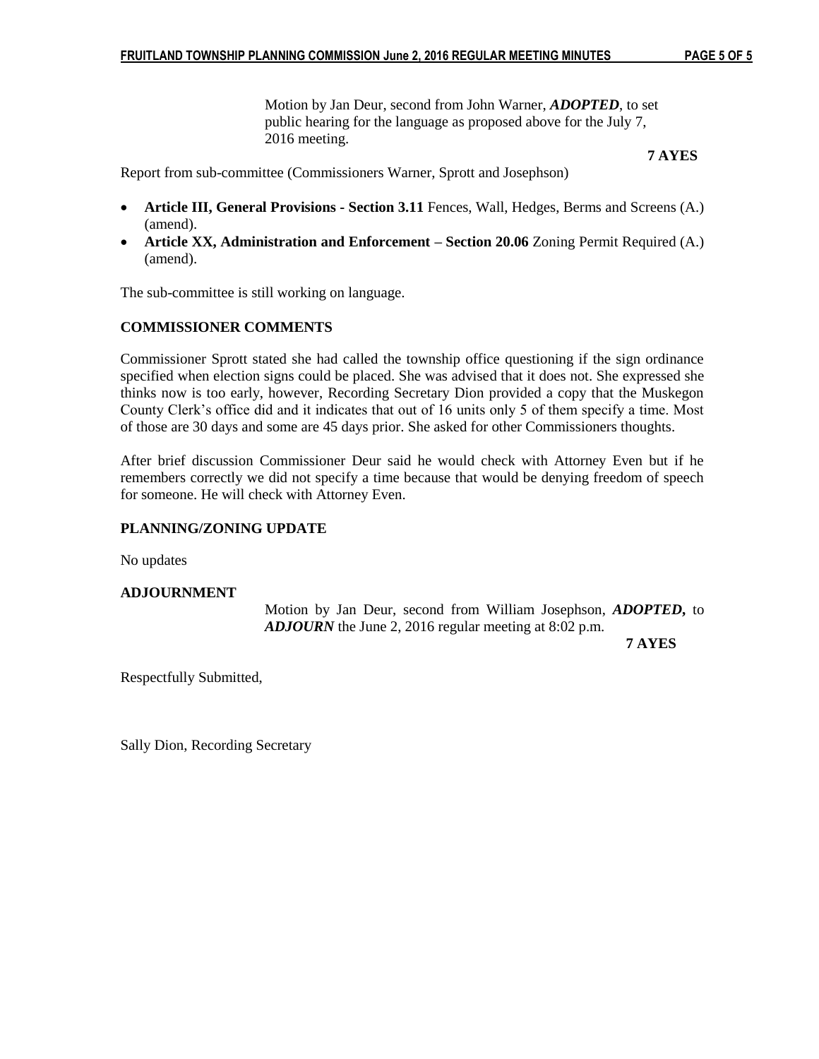Motion by Jan Deur, second from John Warner, ***ADOPTED***, to set public hearing for the language as proposed above for the July 7, 2016 meeting.

**7 AYES**

Report from sub-committee (Commissioners Warner, Sprott and Josephson)

- **Article III, General Provisions - Section 3.11** Fences, Wall, Hedges, Berms and Screens (A.) (amend).
- **Article XX, Administration and Enforcement – Section 20.06** Zoning Permit Required (A.) (amend).

The sub-committee is still working on language.

**COMMISSIONER COMMENTS**

Commissioner Sprott stated she had called the township office questioning if the sign ordinance specified when election signs could be placed. She was advised that it does not. She expressed she thinks now is too early, however, Recording Secretary Dion provided a copy that the Muskegon County Clerk's office did and it indicates that out of 16 units only 5 of them specify a time. Most of those are 30 days and some are 45 days prior. She asked for other Commissioners thoughts.

After brief discussion Commissioner Deur said he would check with Attorney Even but if he remembers correctly we did not specify a time because that would be denying freedom of speech for someone. He will check with Attorney Even.

**PLANNING/ZONING UPDATE**

No updates

**ADJOURNMENT**

Motion by Jan Deur, second from William Josephson, ***ADOPTED***, to ***ADJOURN*** the June 2, 2016 regular meeting at 8:02 p.m.

**7 AYES**

Respectfully Submitted,

Sally Dion, Recording Secretary